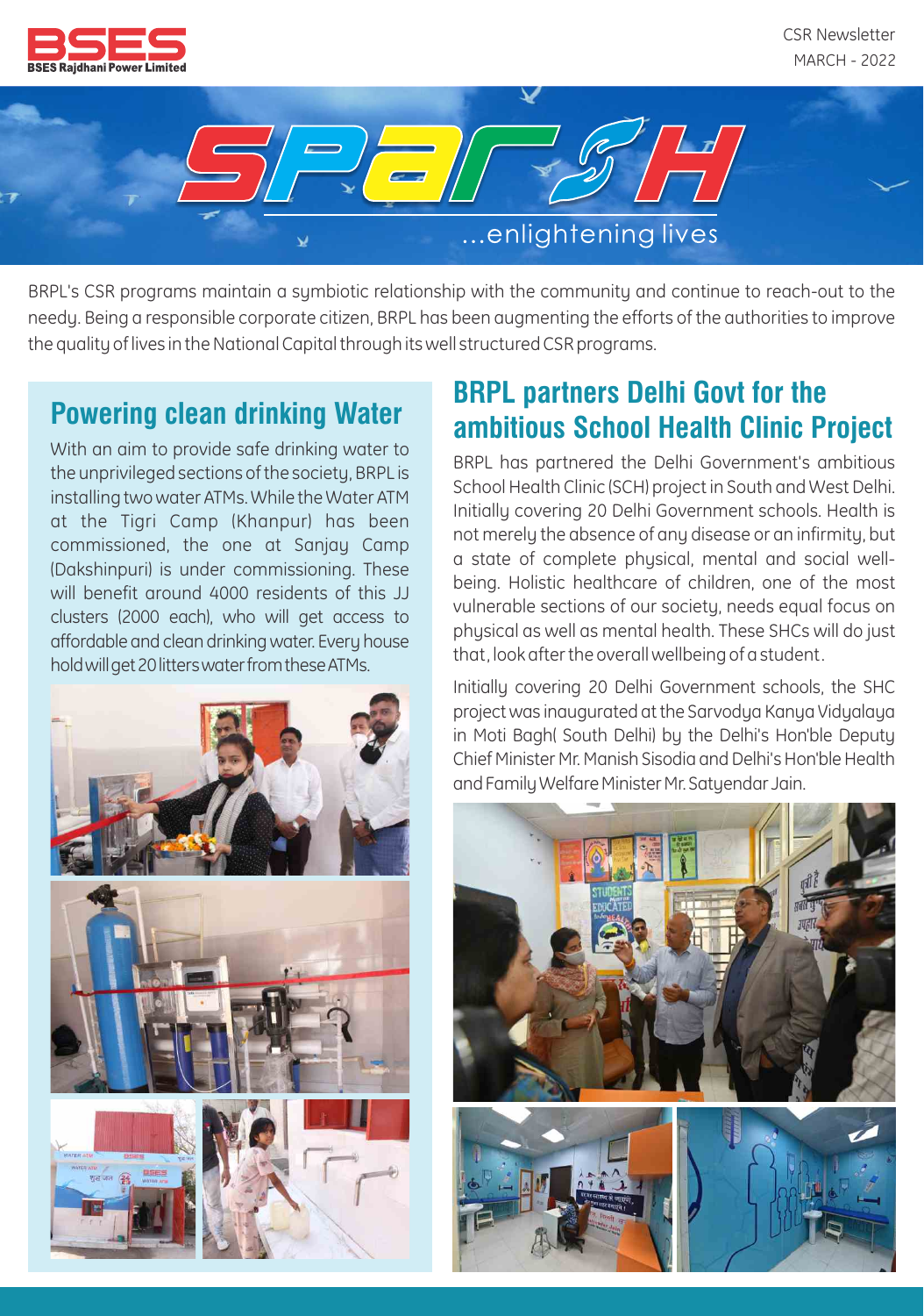BSES Rajdhani Power Limited

CSR Newsletter
MARCH - 2022

# SPARSH
...enlightening lives

BRPL's CSR programs maintain a symbiotic relationship with the community and continue to reach-out to the needy. Being a responsible corporate citizen, BRPL has been augmenting the efforts of the authorities to improve the quality of lives in the National Capital through its well structured CSR programs.

## Powering clean drinking Water

With an aim to provide safe drinking water to the unprivileged sections of the society, BRPL is installing two water ATMs. While the Water ATM at the Tigri Camp (Khanpur) has been commissioned, the one at Sanjay Camp (Dakshinpuri) is under commissioning. These will benefit around 4000 residents of this JJ clusters (2000 each), who will get access to affordable and clean drinking water. Every house hold will get 20 litters water from these ATMs.

## BRPL partners Delhi Govt for the ambitious School Health Clinic Project

BRPL has partnered the Delhi Government's ambitious School Health Clinic (SCH) project in South and West Delhi. Initially covering 20 Delhi Government schools. Health is not merely the absence of any disease or an infirmity, but a state of complete physical, mental and social well-being. Holistic healthcare of children, one of the most vulnerable sections of our society, needs equal focus on physical as well as mental health. These SHCs will do just that, look after the overall wellbeing of a student.

Initially covering 20 Delhi Government schools, the SHC project was inaugurated at the Sarvodya Kanya Vidyalaya in Moti Bagh( South Delhi) by the Delhi's Hon'ble Deputy Chief Minister Mr. Manish Sisodia and Delhi's Hon'ble Health and Family Welfare Minister Mr. Satyendar Jain.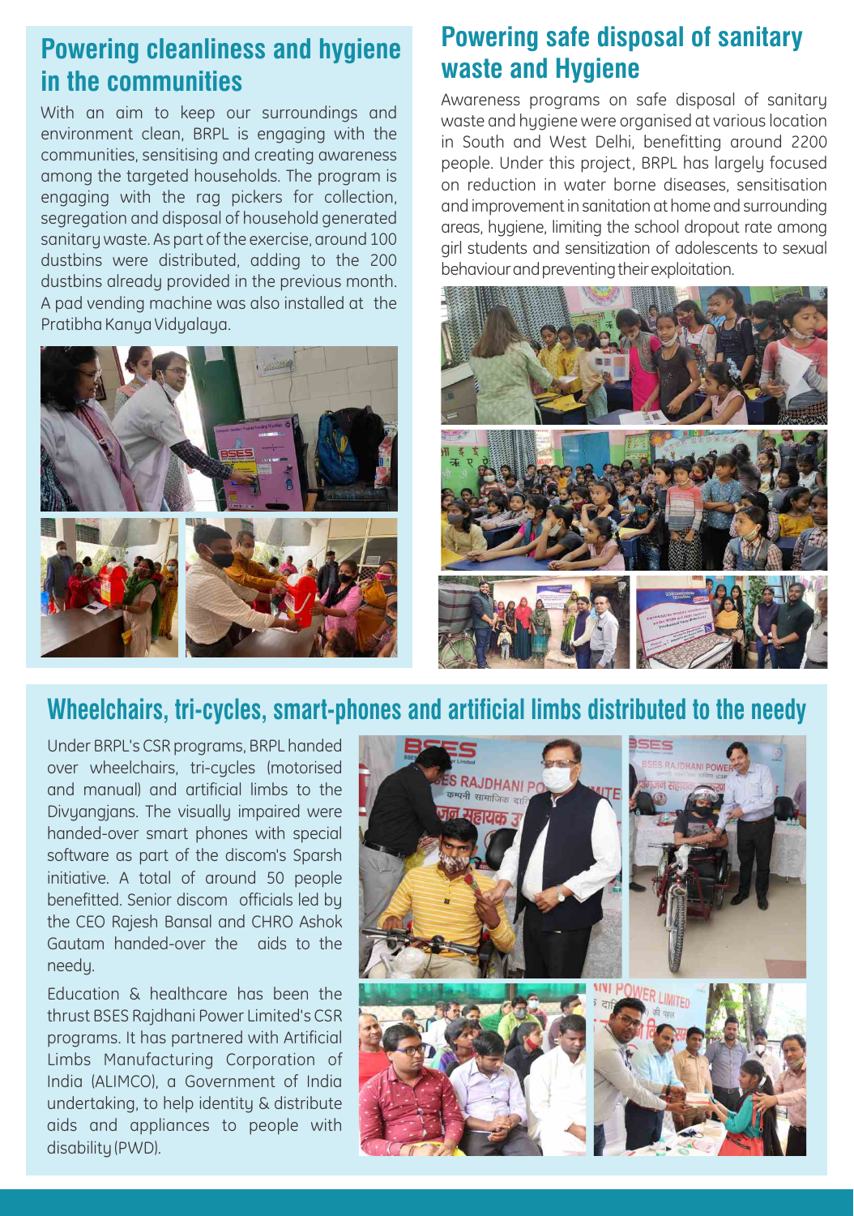## Powering cleanliness and hygiene in the communities

With an aim to keep our surroundings and environment clean, BRPL is engaging with the communities, sensitising and creating awareness among the targeted households. The program is engaging with the rag pickers for collection, segregation and disposal of household generated sanitary waste. As part of the exercise, around 100 dustbins were distributed, adding to the 200 dustbins already provided in the previous month. A pad vending machine was also installed at the Pratibha Kanya Vidyalaya.

## Powering safe disposal of sanitary waste and Hygiene

Awareness programs on safe disposal of sanitary waste and hygiene were organised at various location in South and West Delhi, benefitting around 2200 people. Under this project, BRPL has largely focused on reduction in water borne diseases, sensitisation and improvement in sanitation at home and surrounding areas, hygiene, limiting the school dropout rate among girl students and sensitization of adolescents to sexual behaviour and preventing their exploitation.

## Wheelchairs, tri-cycles, smart-phones and artificial limbs distributed to the needy

Under BRPL's CSR programs, BRPL handed over wheelchairs, tri-cycles (motorised and manual) and artificial limbs to the Divyangjans. The visually impaired were handed-over smart phones with special software as part of the discom's Sparsh initiative. A total of around 50 people benefitted. Senior discom officials led by the CEO Rajesh Bansal and CHRO Ashok Gautam handed-over the aids to the needy.

Education & healthcare has been the thrust BSES Rajdhani Power Limited's CSR programs. It has partnered with Artificial Limbs Manufacturing Corporation of India (ALIMCO), a Government of India undertaking, to help identity & distribute aids and appliances to people with disability (PWD).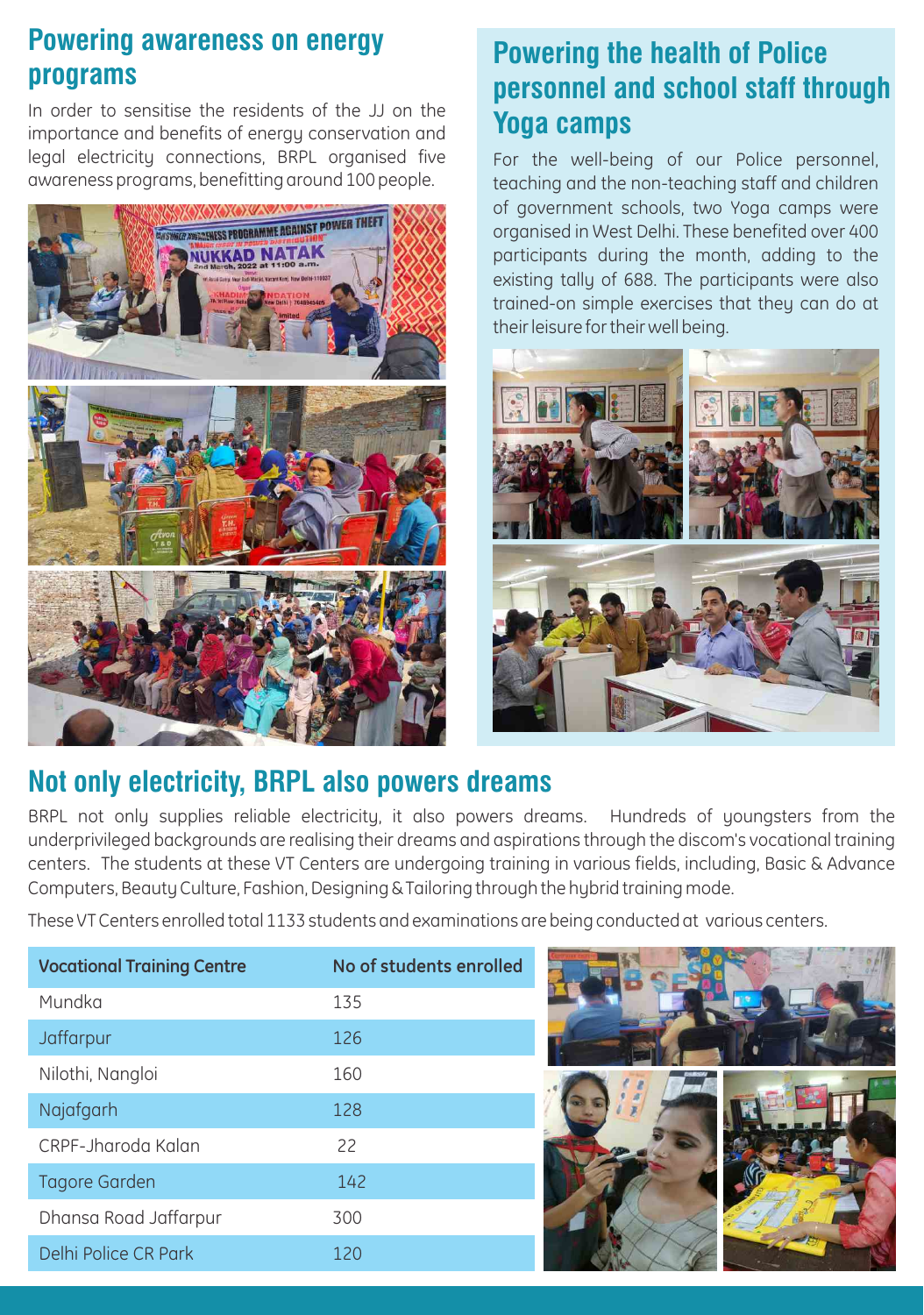## Powering awareness on energy programs

In order to sensitise the residents of the JJ on the importance and benefits of energy conservation and legal electricity connections, BRPL organised five awareness programs, benefitting around 100 people.

## Powering the health of Police personnel and school staff through Yoga camps

For the well-being of our Police personnel, teaching and the non-teaching staff and children of government schools, two Yoga camps were organised in West Delhi. These benefited over 400 participants during the month, adding to the existing tally of 688. The participants were also trained-on simple exercises that they can do at their leisure for their well being.

## Not only electricity, BRPL also powers dreams

BRPL not only supplies reliable electricity, it also powers dreams. Hundreds of youngsters from the underprivileged backgrounds are realising their dreams and aspirations through the discom's vocational training centers. The students at these VT Centers are undergoing training in various fields, including, Basic & Advance Computers, Beauty Culture, Fashion, Designing & Tailoring through the hybrid training mode.

These VT Centers enrolled total 1133 students and examinations are being conducted at various centers.

| Vocational Training Centre | No of students enrolled |
|---|---|
| Mundka | 135 |
| Jaffarpur | 126 |
| Nilothi, Nangloi | 160 |
| Najafgarh | 128 |
| CRPF-Jharoda Kalan | 22 |
| Tagore Garden | 142 |
| Dhansa Road Jaffarpur | 300 |
| Delhi Police CR Park | 120 |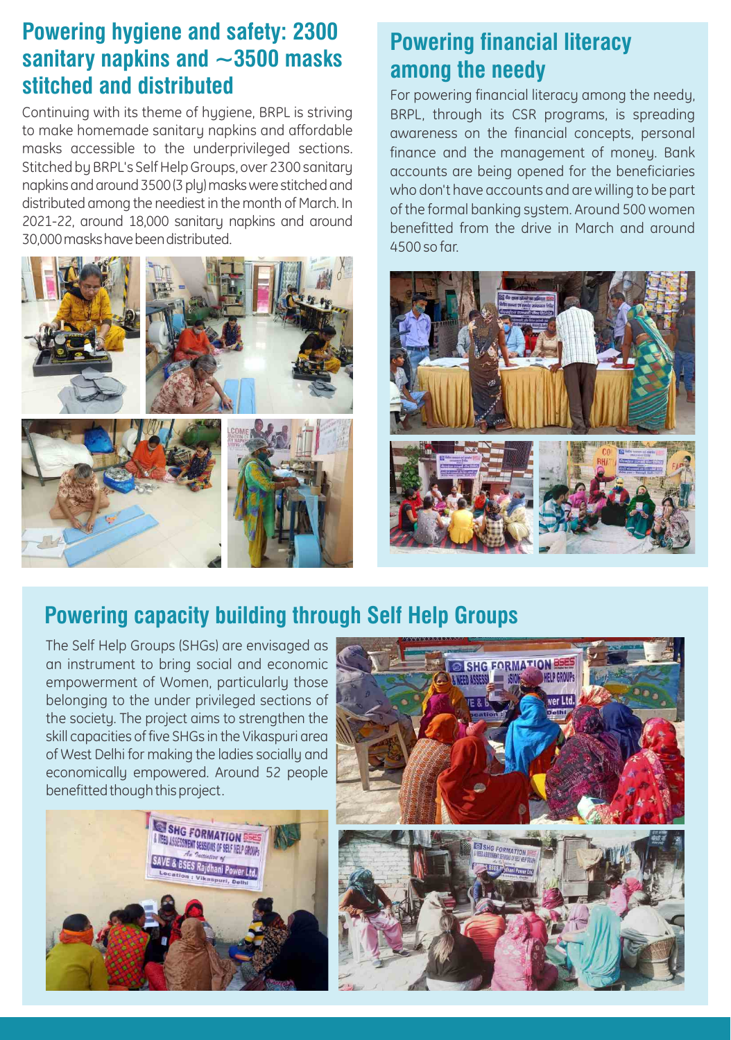## Powering hygiene and safety: 2300 sanitary napkins and ~3500 masks stitched and distributed

Continuing with its theme of hygiene, BRPL is striving to make homemade sanitary napkins and affordable masks accessible to the underprivileged sections. Stitched by BRPL's Self Help Groups, over 2300 sanitary napkins and around 3500 (3 ply) masks were stitched and distributed among the neediest in the month of March. In 2021-22, around 18,000 sanitary napkins and around 30,000 masks have been distributed.

## Powering financial literacy among the needy

For powering financial literacy among the needy, BRPL, through its CSR programs, is spreading awareness on the financial concepts, personal finance and the management of money. Bank accounts are being opened for the beneficiaries who don't have accounts and are willing to be part of the formal banking system. Around 500 women benefitted from the drive in March and around 4500 so far.

## Powering capacity building through Self Help Groups

The Self Help Groups (SHGs) are envisaged as an instrument to bring social and economic empowerment of Women, particularly those belonging to the under privileged sections of the society. The project aims to strengthen the skill capacities of five SHGs in the Vikaspuri area of West Delhi for making the ladies socially and economically empowered. Around 52 people benefitted though this project.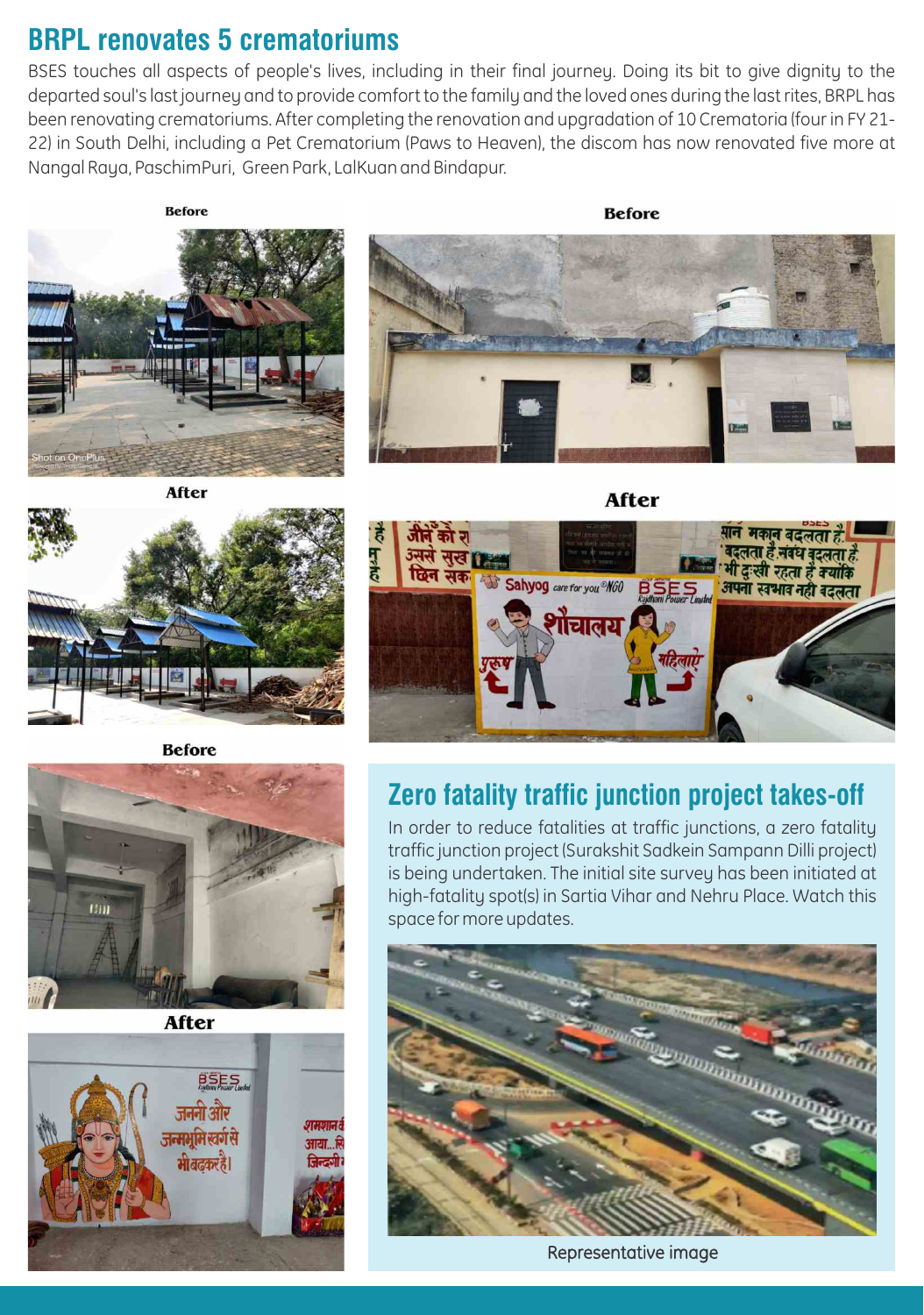## BRPL renovates 5 crematoriums

BSES touches all aspects of people's lives, including in their final journey. Doing its bit to give dignity to the departed soul's last journey and to provide comfort to the family and the loved ones during the last rites, BRPL has been renovating crematoriums. After completing the renovation and upgradation of 10 Crematoria (four in FY 21-22) in South Delhi, including a Pet Crematorium (Paws to Heaven), the discom has now renovated five more at Nangal Raya, PaschimPuri, Green Park, LalKuan and Bindapur.

Before

After

Before

After

Before

After

## Zero fatality traffic junction project takes-off

In order to reduce fatalities at traffic junctions, a zero fatality traffic junction project (Surakshit Sadkein Sampann Dilli project) is being undertaken. The initial site survey has been initiated at high-fatality spot(s) in Sartia Vihar and Nehru Place. Watch this space for more updates.

Representative image